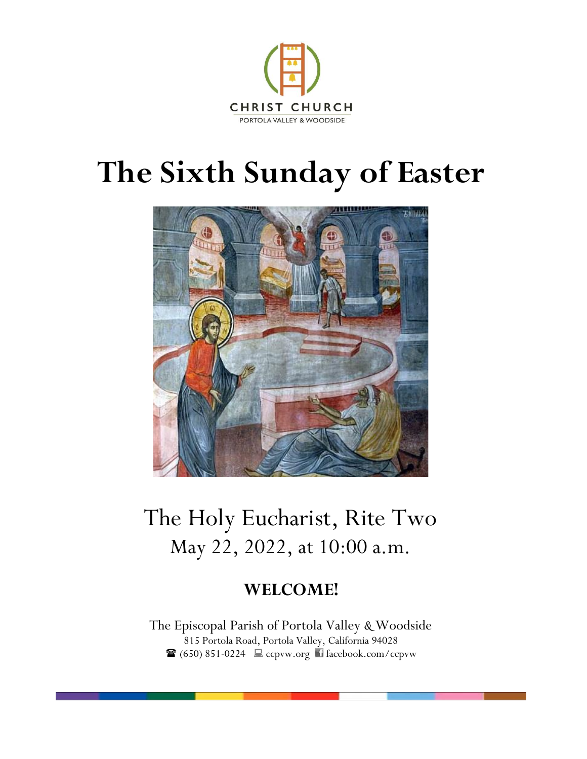CHRIST CHURCH
PORTOLA VALLEY & WOODSIDE

# The Sixth Sunday of Easter

The Holy Eucharist, Rite Two
May 22, 2022, at 10:00 a.m.

**WELCOME!**

The Episcopal Parish of Portola Valley & Woodside
815 Portola Road, Portola Valley, California 94028
☎ (650) 851-0224 ccpvw.org facebook.com/ccpvw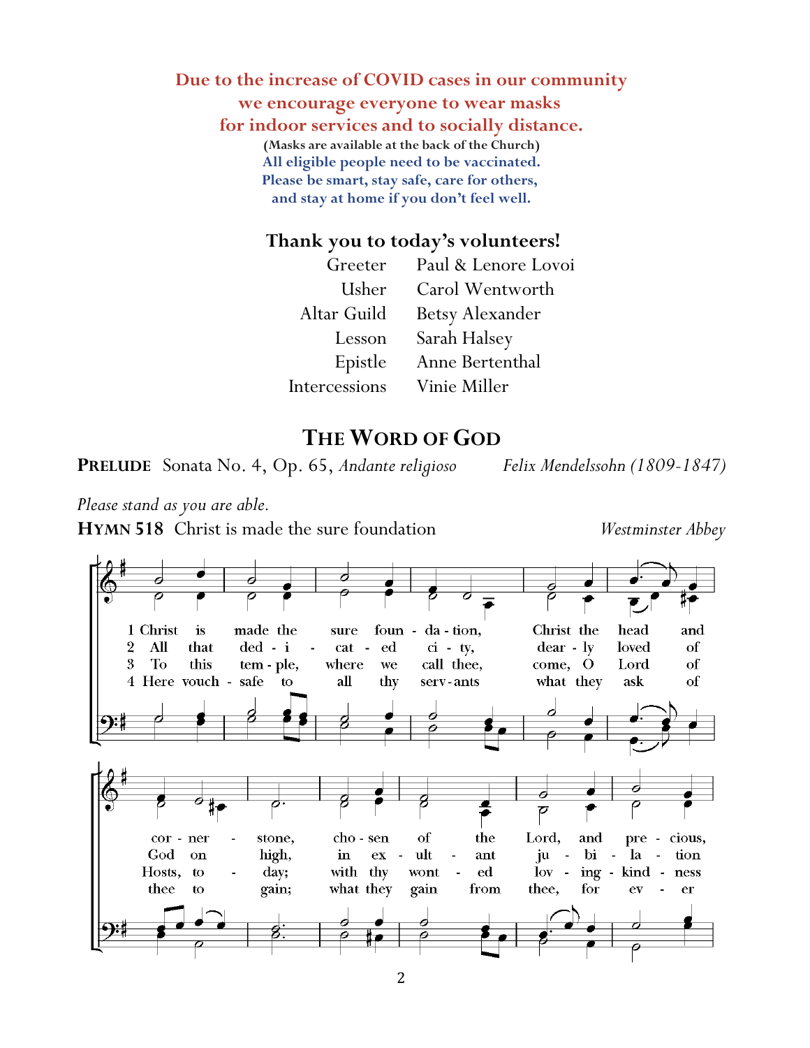**Due to the increase of COVID cases in our community**
**we encourage everyone to wear masks**
**for indoor services and to socially distance.**

**(Masks are available at the back of the Church)**
**All eligible people need to be vaccinated.**
**Please be smart, stay safe, care for others,**
**and stay at home if you don't feel well.**

**Thank you to today's volunteers!**

| | |
|---|---|
| Greeter | Paul & Lenore Lovoi |
| Usher | Carol Wentworth |
| Altar Guild | Betsy Alexander |
| Lesson | Sarah Halsey |
| Epistle | Anne Bertenthal |
| Intercessions | Vinie Miller |

## THE WORD OF GOD

**PRELUDE** Sonata No. 4, Op. 65, *Andante religioso* *Felix Mendelssohn (1809-1847)*

*Please stand as you are able.*

**HYMN 518** Christ is made the sure foundation *Westminster Abbey*

1 Christ is made the sure foundation, Christ the head and corner-stone, chosen of the Lord, and precious,

2 All that dedicate city, dearly loved of God on high, in exultant jubilation

3 To this temple, where we call thee, come, O Lord of Hosts, to-day; with thy wonted loving-kindness

4 Here vouchsafe to all thy servants what they ask of thee to gain; what they gain from thee, for ever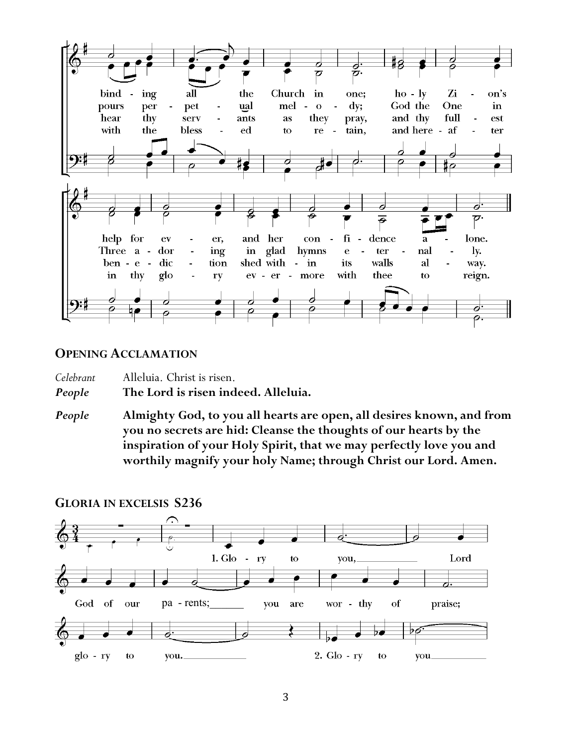binding all the Church in one; holy Zion's help for ever, and her confidence alone.

pours perpetual melody; God the One in Three adoring in glad hymns eternally.

hear thy servants as they pray, and thy fullest benediction shed within its walls alway.

with the blessed to retain, and hereafter in thy glory evermore with thee to reign.

## Opening Acclamation

*Celebrant* Alleluia. Christ is risen.

***People*** **The Lord is risen indeed. Alleluia.**

***People*** **Almighty God, to you all hearts are open, all desires known, and from you no secrets are hid: Cleanse the thoughts of our hearts by the inspiration of your Holy Spirit, that we may perfectly love you and worthily magnify your holy Name; through Christ our Lord. Amen.**

## Gloria in excelsis S236

1. Glory to you, Lord God of our parents; you are worthy of praise; glory to you.

2. Glory to you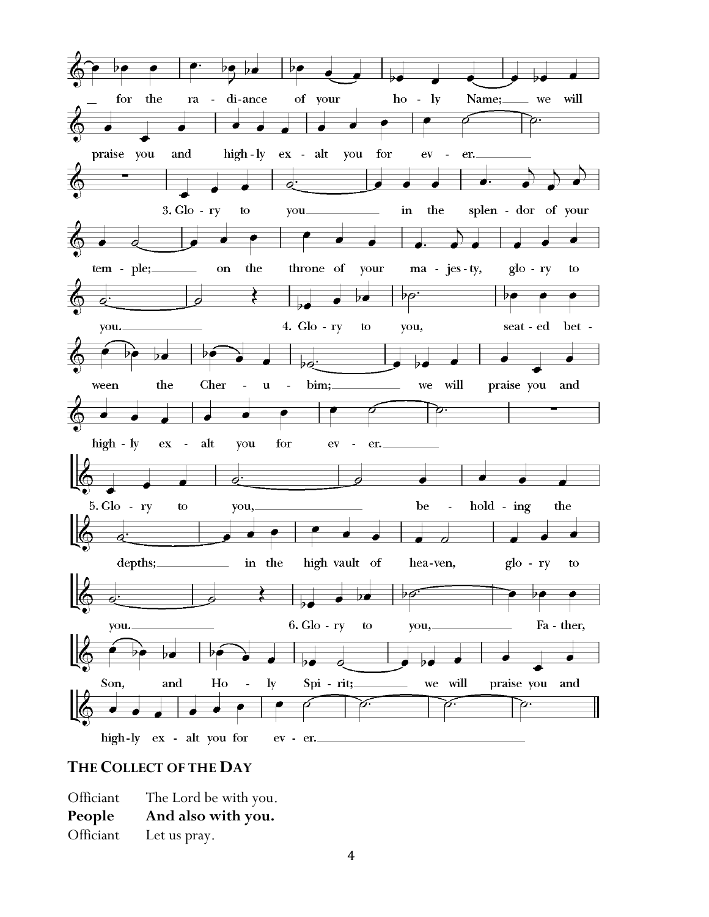_ for the radiance of your holy Name; we will praise you and highly exalt you for ever.

3. Glory to you in the splendor of your temple; on the throne of your majesty, glory to you.

4. Glory to you, seated between the Cherubim; we will praise you and highly exalt you for ever.

5. Glory to you, beholding the depths; in the high vault of heaven, glory to you.

6. Glory to you, Father, Son, and Holy Spirit; we will praise you and highly exalt you for ever.

## THE COLLECT OF THE DAY

Officiant The Lord be with you.
**People And also with you.**
Officiant Let us pray.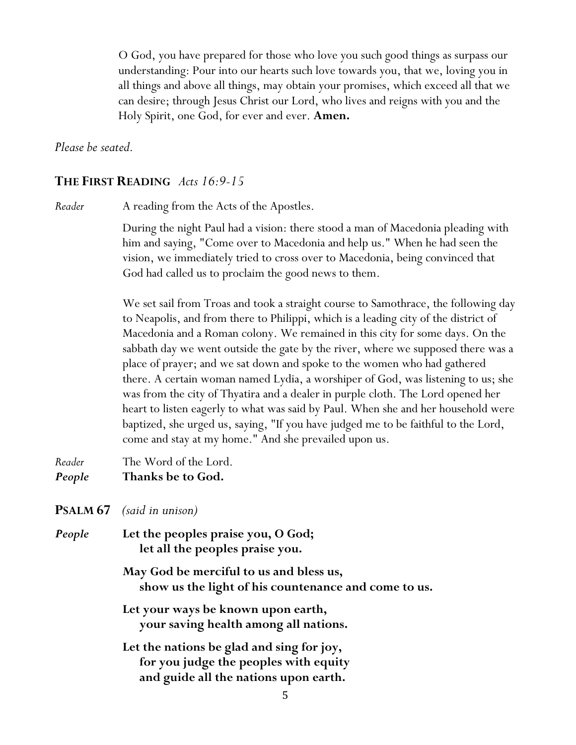O God, you have prepared for those who love you such good things as surpass our understanding: Pour into our hearts such love towards you, that we, loving you in all things and above all things, may obtain your promises, which exceed all that we can desire; through Jesus Christ our Lord, who lives and reigns with you and the Holy Spirit, one God, for ever and ever. **Amen.**

*Please be seated.*

## THE FIRST READING *Acts 16:9-15*

*Reader* A reading from the Acts of the Apostles.

During the night Paul had a vision: there stood a man of Macedonia pleading with him and saying, "Come over to Macedonia and help us." When he had seen the vision, we immediately tried to cross over to Macedonia, being convinced that God had called us to proclaim the good news to them.

We set sail from Troas and took a straight course to Samothrace, the following day to Neapolis, and from there to Philippi, which is a leading city of the district of Macedonia and a Roman colony. We remained in this city for some days. On the sabbath day we went outside the gate by the river, where we supposed there was a place of prayer; and we sat down and spoke to the women who had gathered there. A certain woman named Lydia, a worshiper of God, was listening to us; she was from the city of Thyatira and a dealer in purple cloth. The Lord opened her heart to listen eagerly to what was said by Paul. When she and her household were baptized, she urged us, saying, "If you have judged me to be faithful to the Lord, come and stay at my home." And she prevailed upon us.

*Reader* The Word of the Lord.
***People*** **Thanks be to God.**

## PSALM 67 *(said in unison)*

***People*** **Let the peoples praise you, O God;**
**let all the peoples praise you.**

**May God be merciful to us and bless us,**
**show us the light of his countenance and come to us.**

**Let your ways be known upon earth,**
**your saving health among all nations.**

**Let the nations be glad and sing for joy,**
**for you judge the peoples with equity**
**and guide all the nations upon earth.**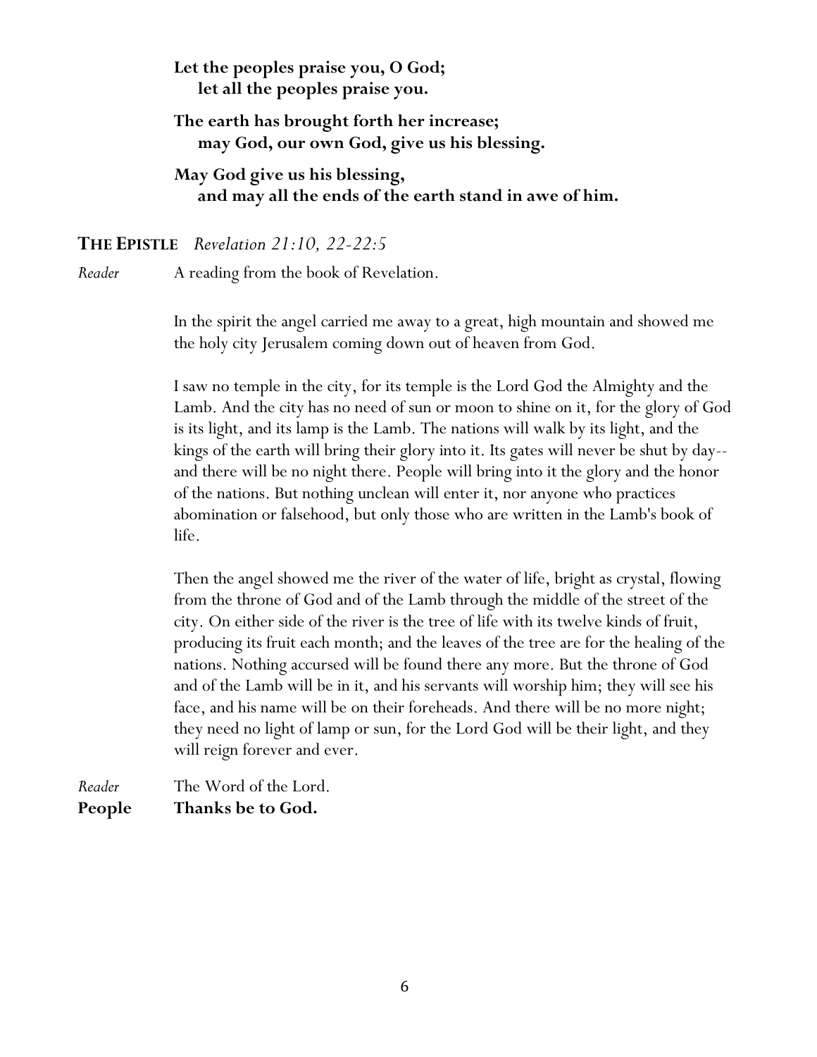**Let the peoples praise you, O God;**
**let all the peoples praise you.**

**The earth has brought forth her increase;**
**may God, our own God, give us his blessing.**

**May God give us his blessing,**
**and may all the ends of the earth stand in awe of him.**

## THE EPISTLE *Revelation 21:10, 22-22:5*

*Reader* A reading from the book of Revelation.

In the spirit the angel carried me away to a great, high mountain and showed me the holy city Jerusalem coming down out of heaven from God.

I saw no temple in the city, for its temple is the Lord God the Almighty and the Lamb. And the city has no need of sun or moon to shine on it, for the glory of God is its light, and its lamp is the Lamb. The nations will walk by its light, and the kings of the earth will bring their glory into it. Its gates will never be shut by day--and there will be no night there. People will bring into it the glory and the honor of the nations. But nothing unclean will enter it, nor anyone who practices abomination or falsehood, but only those who are written in the Lamb's book of life.

Then the angel showed me the river of the water of life, bright as crystal, flowing from the throne of God and of the Lamb through the middle of the street of the city. On either side of the river is the tree of life with its twelve kinds of fruit, producing its fruit each month; and the leaves of the tree are for the healing of the nations. Nothing accursed will be found there any more. But the throne of God and of the Lamb will be in it, and his servants will worship him; they will see his face, and his name will be on their foreheads. And there will be no more night; they need no light of lamp or sun, for the Lord God will be their light, and they will reign forever and ever.

*Reader* The Word of the Lord.
**People Thanks be to God.**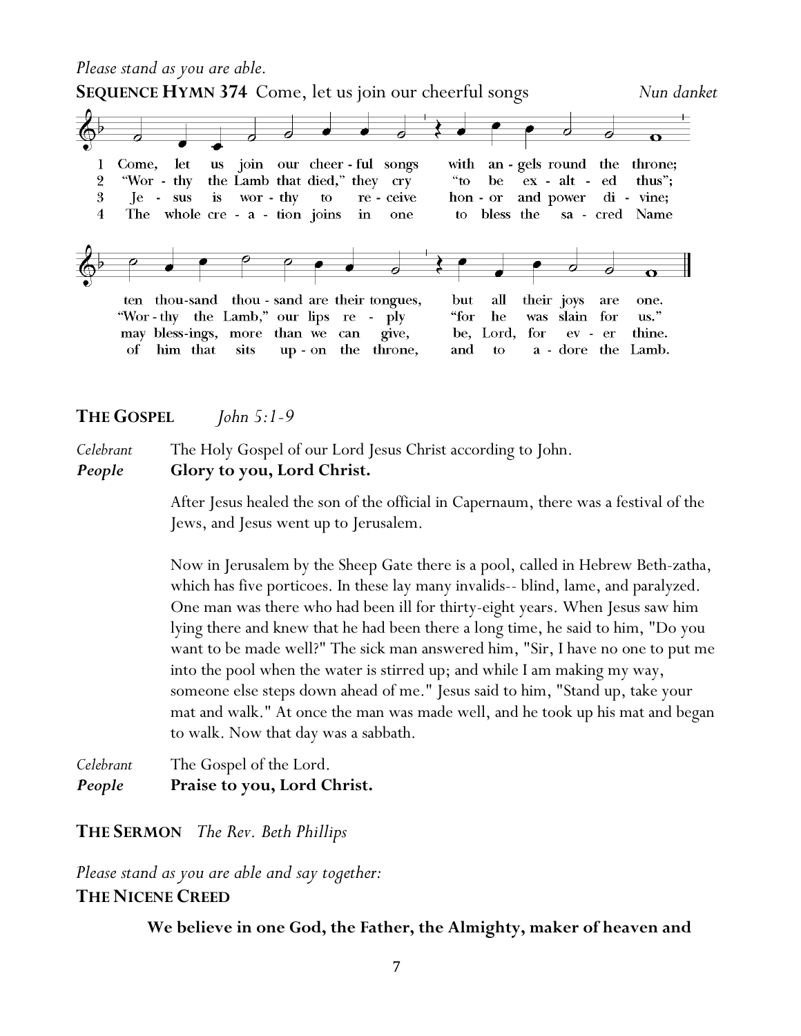*Please stand as you are able.*

**SEQUENCE HYMN 374** Come, let us join our cheerful songs *Nun danket*

1 Come, let us join our cheer - ful songs with an - gels round the throne; ten thou-sand thou - sand are their tongues, but all their joys are one.

2 "Wor - thy the Lamb that died," they cry "to be ex - alt - ed thus"; "Wor - thy the Lamb," our lips re - ply "for he was slain for us."

3 Je - sus is wor - thy to re - ceive hon - or and power di - vine; may bless-ings, more than we can give, be, Lord, for ev - er thine.

4 The whole cre - a - tion joins in one to bless the sa - cred Name of him that sits up - on the throne, and to a - dore the Lamb.

**THE GOSPEL** *John 5:1-9*

*Celebrant* The Holy Gospel of our Lord Jesus Christ according to John.
***People*** **Glory to you, Lord Christ.**

After Jesus healed the son of the official in Capernaum, there was a festival of the Jews, and Jesus went up to Jerusalem.

Now in Jerusalem by the Sheep Gate there is a pool, called in Hebrew Beth-zatha, which has five porticoes. In these lay many invalids-- blind, lame, and paralyzed. One man was there who had been ill for thirty-eight years. When Jesus saw him lying there and knew that he had been there a long time, he said to him, "Do you want to be made well?" The sick man answered him, "Sir, I have no one to put me into the pool when the water is stirred up; and while I am making my way, someone else steps down ahead of me." Jesus said to him, "Stand up, take your mat and walk." At once the man was made well, and he took up his mat and began to walk. Now that day was a sabbath.

*Celebrant* The Gospel of the Lord.
***People*** **Praise to you, Lord Christ.**

**THE SERMON** *The Rev. Beth Phillips*

*Please stand as you are able and say together:*

**THE NICENE CREED**

**We believe in one God, the Father, the Almighty, maker of heaven and**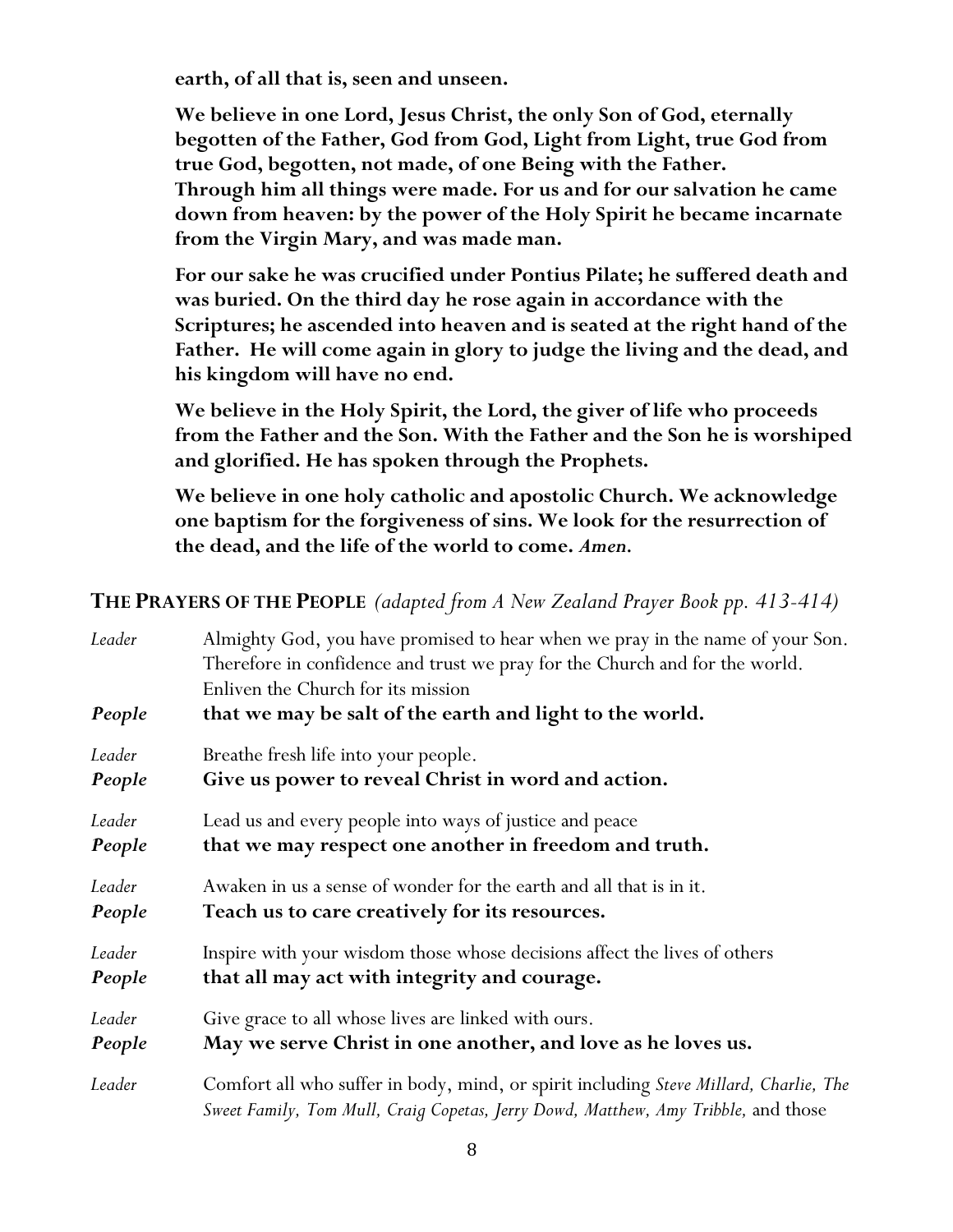**earth, of all that is, seen and unseen.**

**We believe in one Lord, Jesus Christ, the only Son of God, eternally begotten of the Father, God from God, Light from Light, true God from true God, begotten, not made, of one Being with the Father. Through him all things were made. For us and for our salvation he came down from heaven: by the power of the Holy Spirit he became incarnate from the Virgin Mary, and was made man.**

**For our sake he was crucified under Pontius Pilate; he suffered death and was buried. On the third day he rose again in accordance with the Scriptures; he ascended into heaven and is seated at the right hand of the Father. He will come again in glory to judge the living and the dead, and his kingdom will have no end.**

**We believe in the Holy Spirit, the Lord, the giver of life who proceeds from the Father and the Son. With the Father and the Son he is worshiped and glorified. He has spoken through the Prophets.**

**We believe in one holy catholic and apostolic Church. We acknowledge one baptism for the forgiveness of sins. We look for the resurrection of the dead, and the life of the world to come. *Amen.***

## THE PRAYERS OF THE PEOPLE *(adapted from A New Zealand Prayer Book pp. 413-414)*

*Leader* Almighty God, you have promised to hear when we pray in the name of your Son. Therefore in confidence and trust we pray for the Church and for the world. Enliven the Church for its mission

***People*** **that we may be salt of the earth and light to the world.**

*Leader* Breathe fresh life into your people.

***People*** **Give us power to reveal Christ in word and action.**

*Leader* Lead us and every people into ways of justice and peace

***People*** **that we may respect one another in freedom and truth.**

*Leader* Awaken in us a sense of wonder for the earth and all that is in it.

***People*** **Teach us to care creatively for its resources.**

*Leader* Inspire with your wisdom those whose decisions affect the lives of others

***People*** **that all may act with integrity and courage.**

*Leader* Give grace to all whose lives are linked with ours.

***People*** **May we serve Christ in one another, and love as he loves us.**

*Leader* Comfort all who suffer in body, mind, or spirit including *Steve Millard, Charlie, The Sweet Family, Tom Mull, Craig Copetas, Jerry Dowd, Matthew, Amy Tribble,* and those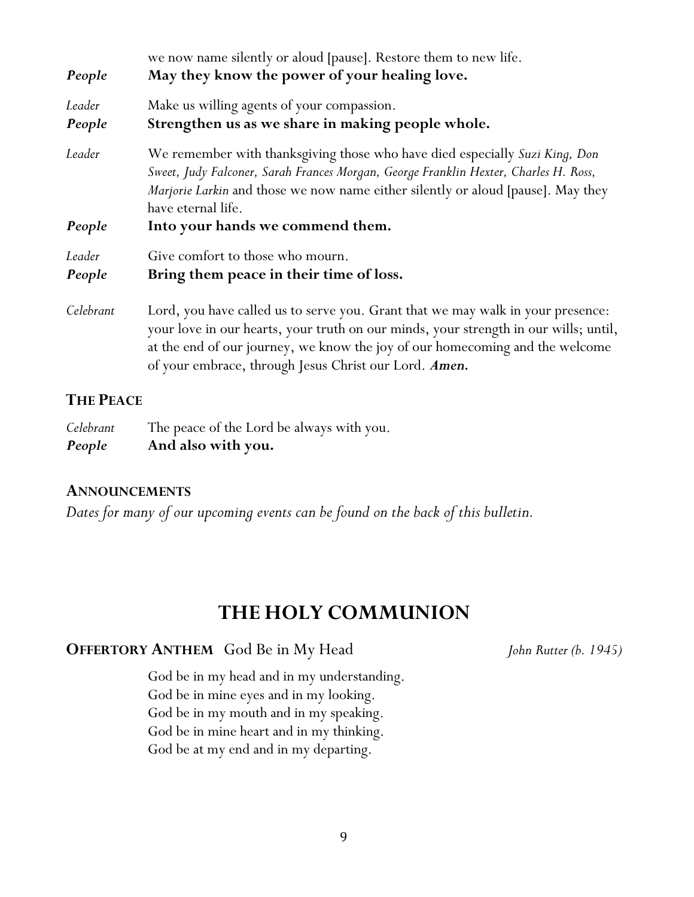we now name silently or aloud [pause]. Restore them to new life.

*People* **May they know the power of your healing love.**

*Leader* Make us willing agents of your compassion.

*People* **Strengthen us as we share in making people whole.**

*Leader* We remember with thanksgiving those who have died especially *Suzi King, Don Sweet, Judy Falconer, Sarah Frances Morgan, George Franklin Hexter, Charles H. Ross, Marjorie Larkin* and those we now name either silently or aloud [pause]. May they have eternal life.

*People* **Into your hands we commend them.**

*Leader* Give comfort to those who mourn.

*People* **Bring them peace in their time of loss.**

*Celebrant* Lord, you have called us to serve you. Grant that we may walk in your presence: your love in our hearts, your truth on our minds, your strength in our wills; until, at the end of our journey, we know the joy of our homecoming and the welcome of your embrace, through Jesus Christ our Lord. ***Amen.***

### THE PEACE

*Celebrant* The peace of the Lord be always with you.

*People* **And also with you.**

### ANNOUNCEMENTS

*Dates for many of our upcoming events can be found on the back of this bulletin.*

## THE HOLY COMMUNION

**OFFERTORY ANTHEM** God Be in My Head *John Rutter (b. 1945)*

God be in my head and in my understanding.
God be in mine eyes and in my looking.
God be in my mouth and in my speaking.
God be in mine heart and in my thinking.
God be at my end and in my departing.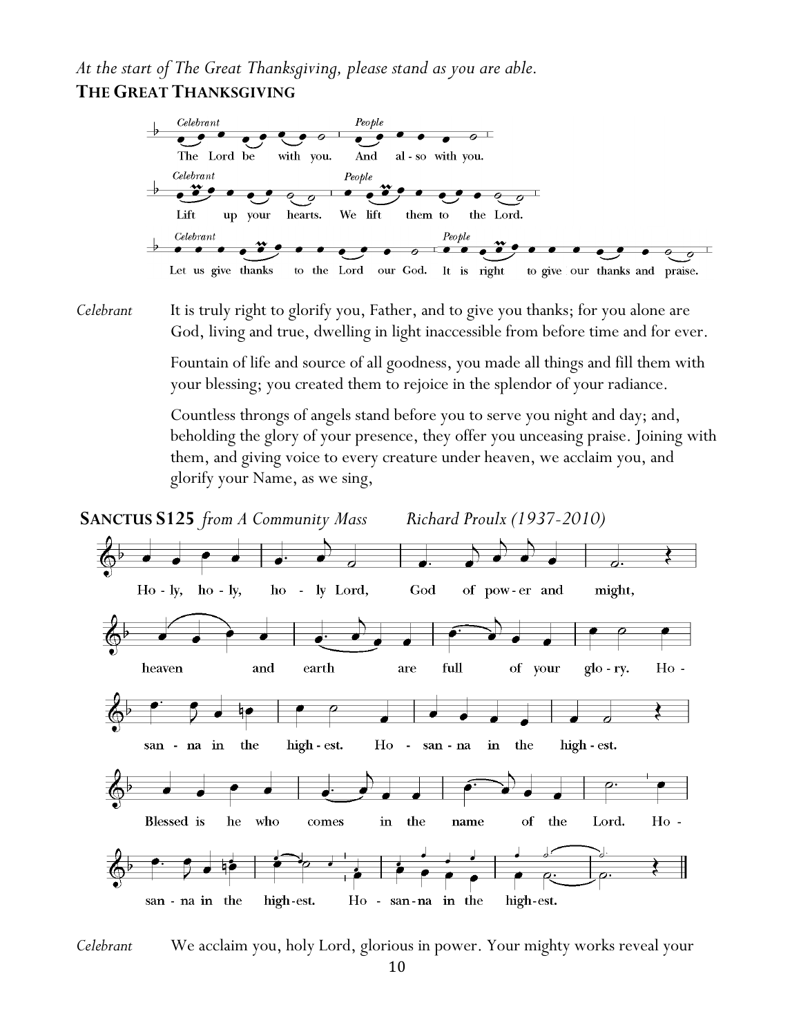*At the start of The Great Thanksgiving, please stand as you are able.*

**THE GREAT THANKSGIVING**

*Celebrant* The Lord be with you.
*People* And also with you.
*Celebrant* Lift up your hearts.
*People* We lift them to the Lord.
*Celebrant* Let us give thanks to the Lord our God.
*People* It is right to give our thanks and praise.

*Celebrant* It is truly right to glorify you, Father, and to give you thanks; for you alone are God, living and true, dwelling in light inaccessible from before time and for ever.

Fountain of life and source of all goodness, you made all things and fill them with your blessing; you created them to rejoice in the splendor of your radiance.

Countless throngs of angels stand before you to serve you night and day; and, beholding the glory of your presence, they offer you unceasing praise. Joining with them, and giving voice to every creature under heaven, we acclaim you, and glorify your Name, as we sing,

**SANCTUS S125** *from A Community Mass* *Richard Proulx (1937-2010)*

Ho - ly, ho - ly, ho - ly Lord, God of pow - er and might, heaven and earth are full of your glo - ry. Ho - san - na in the high - est. Ho - san - na in the high - est. Blessed is he who comes in the name of the Lord. Ho - san - na in the high - est. Ho - san - na in the high - est.

*Celebrant* We acclaim you, holy Lord, glorious in power. Your mighty works reveal your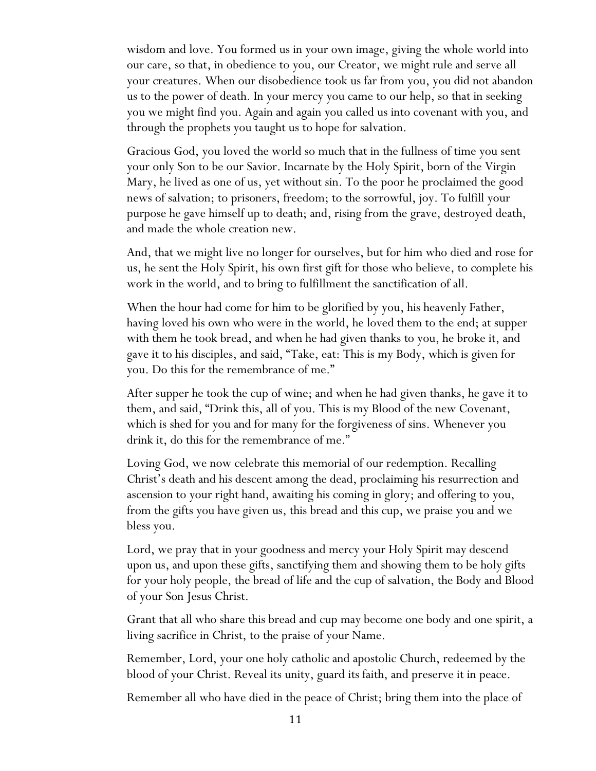wisdom and love. You formed us in your own image, giving the whole world into our care, so that, in obedience to you, our Creator, we might rule and serve all your creatures. When our disobedience took us far from you, you did not abandon us to the power of death. In your mercy you came to our help, so that in seeking you we might find you. Again and again you called us into covenant with you, and through the prophets you taught us to hope for salvation.

Gracious God, you loved the world so much that in the fullness of time you sent your only Son to be our Savior. Incarnate by the Holy Spirit, born of the Virgin Mary, he lived as one of us, yet without sin. To the poor he proclaimed the good news of salvation; to prisoners, freedom; to the sorrowful, joy. To fulfill your purpose he gave himself up to death; and, rising from the grave, destroyed death, and made the whole creation new.

And, that we might live no longer for ourselves, but for him who died and rose for us, he sent the Holy Spirit, his own first gift for those who believe, to complete his work in the world, and to bring to fulfillment the sanctification of all.

When the hour had come for him to be glorified by you, his heavenly Father, having loved his own who were in the world, he loved them to the end; at supper with them he took bread, and when he had given thanks to you, he broke it, and gave it to his disciples, and said, "Take, eat: This is my Body, which is given for you. Do this for the remembrance of me."

After supper he took the cup of wine; and when he had given thanks, he gave it to them, and said, "Drink this, all of you. This is my Blood of the new Covenant, which is shed for you and for many for the forgiveness of sins. Whenever you drink it, do this for the remembrance of me."

Loving God, we now celebrate this memorial of our redemption. Recalling Christ's death and his descent among the dead, proclaiming his resurrection and ascension to your right hand, awaiting his coming in glory; and offering to you, from the gifts you have given us, this bread and this cup, we praise you and we bless you.

Lord, we pray that in your goodness and mercy your Holy Spirit may descend upon us, and upon these gifts, sanctifying them and showing them to be holy gifts for your holy people, the bread of life and the cup of salvation, the Body and Blood of your Son Jesus Christ.

Grant that all who share this bread and cup may become one body and one spirit, a living sacrifice in Christ, to the praise of your Name.

Remember, Lord, your one holy catholic and apostolic Church, redeemed by the blood of your Christ. Reveal its unity, guard its faith, and preserve it in peace.

Remember all who have died in the peace of Christ; bring them into the place of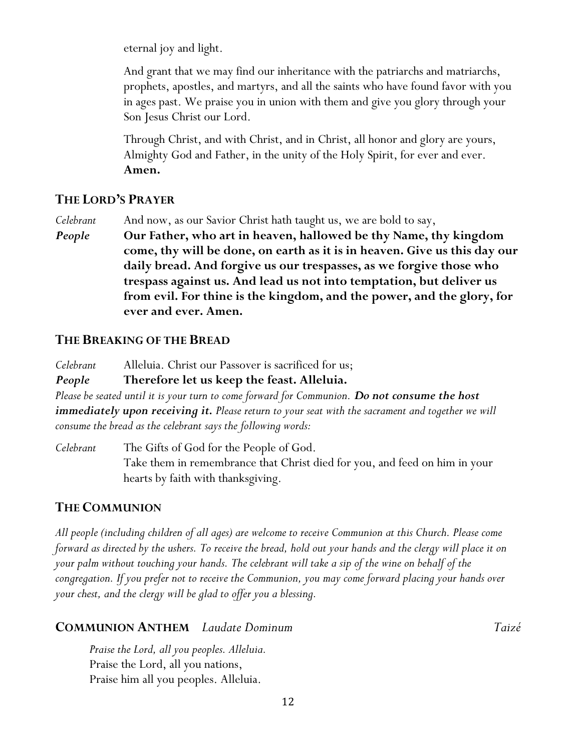eternal joy and light.

And grant that we may find our inheritance with the patriarchs and matriarchs, prophets, apostles, and martyrs, and all the saints who have found favor with you in ages past. We praise you in union with them and give you glory through your Son Jesus Christ our Lord.

Through Christ, and with Christ, and in Christ, all honor and glory are yours, Almighty God and Father, in the unity of the Holy Spirit, for ever and ever. **Amen.**

## THE LORD'S PRAYER

*Celebrant* And now, as our Savior Christ hath taught us, we are bold to say,

***People*** **Our Father, who art in heaven, hallowed be thy Name, thy kingdom come, thy will be done, on earth as it is in heaven. Give us this day our daily bread. And forgive us our trespasses, as we forgive those who trespass against us. And lead us not into temptation, but deliver us from evil. For thine is the kingdom, and the power, and the glory, for ever and ever. Amen.**

## THE BREAKING OF THE BREAD

*Celebrant* Alleluia. Christ our Passover is sacrificed for us;

***People*** **Therefore let us keep the feast. Alleluia.**

*Please be seated until it is your turn to come forward for Communion.* ***Do not consume the host immediately upon receiving it.*** *Please return to your seat with the sacrament and together we will consume the bread as the celebrant says the following words:*

*Celebrant* The Gifts of God for the People of God.
Take them in remembrance that Christ died for you, and feed on him in your hearts by faith with thanksgiving.

## THE COMMUNION

*All people (including children of all ages) are welcome to receive Communion at this Church. Please come forward as directed by the ushers. To receive the bread, hold out your hands and the clergy will place it on your palm without touching your hands. The celebrant will take a sip of the wine on behalf of the congregation. If you prefer not to receive the Communion, you may come forward placing your hands over your chest, and the clergy will be glad to offer you a blessing.*

## COMMUNION ANTHEM *Laudate Dominum* *Taizé*

*Praise the Lord, all you peoples. Alleluia.*
Praise the Lord, all you nations,
Praise him all you peoples. Alleluia.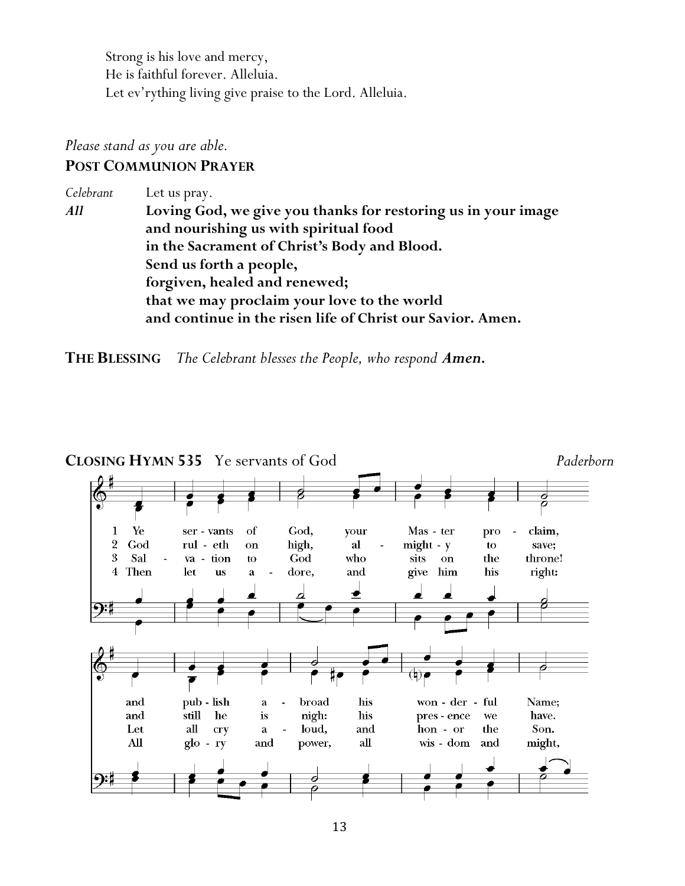Strong is his love and mercy,
He is faithful forever. Alleluia.
Let ev'rything living give praise to the Lord. Alleluia.

*Please stand as you are able.*

**POST COMMUNION PRAYER**

*Celebrant* Let us pray.

***All*** **Loving God, we give you thanks for restoring us in your image and nourishing us with spiritual food in the Sacrament of Christ's Body and Blood. Send us forth a people, forgiven, healed and renewed; that we may proclaim your love to the world and continue in the risen life of Christ our Savior. Amen.**

**THE BLESSING** *The Celebrant blesses the People, who respond* ***Amen.***

**CLOSING HYMN 535** Ye servants of God *Paderborn*

1 Ye servants of God, your Master proclaim, and publish abroad his wonderful Name;
2 God ruleth on high, almighty to save; and still he is nigh: his presence we have.
3 Salvation to God who sits on the throne! Let all cry aloud, and honor the Son.
4 Then let us adore, and give him his right: All glory and power, all wisdom and might,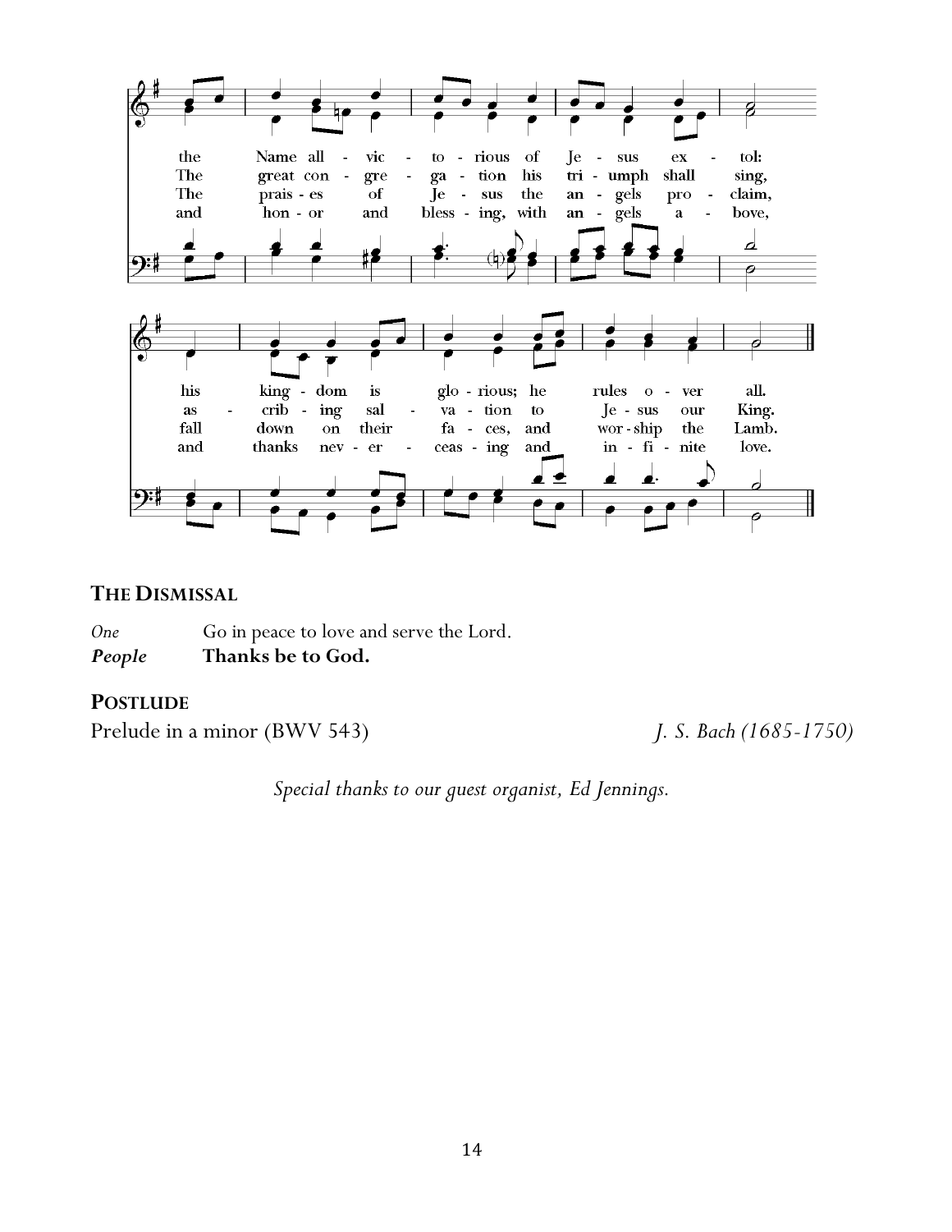the Name all - vic - to - rious of Je - sus ex - tol:
The great con - gre - ga - tion his tri - umph shall sing,
The prais - es of Je - sus the an - gels pro - claim,
and hon - or and bless - ing, with an - gels a - bove,

his king - dom is glo - rious; he rules o - ver all.
as - crib - ing sal - va - tion to Je - sus our King.
fall down on their fa - ces, and wor - ship the Lamb.
and thanks nev - er - ceas - ing and in - fi - nite love.

## THE DISMISSAL

*One* Go in peace to love and serve the Lord.
***People*** **Thanks be to God.**

## POSTLUDE

Prelude in a minor (BWV 543) *J. S. Bach (1685-1750)*

*Special thanks to our guest organist, Ed Jennings.*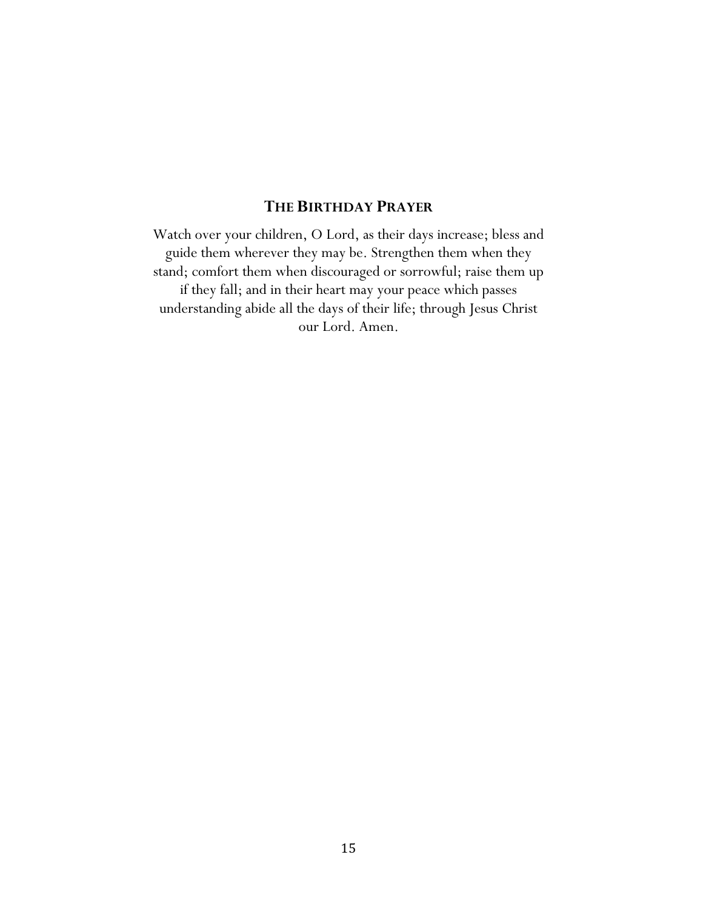## THE BIRTHDAY PRAYER

Watch over your children, O Lord, as their days increase; bless and guide them wherever they may be. Strengthen them when they stand; comfort them when discouraged or sorrowful; raise them up if they fall; and in their heart may your peace which passes understanding abide all the days of their life; through Jesus Christ our Lord. Amen.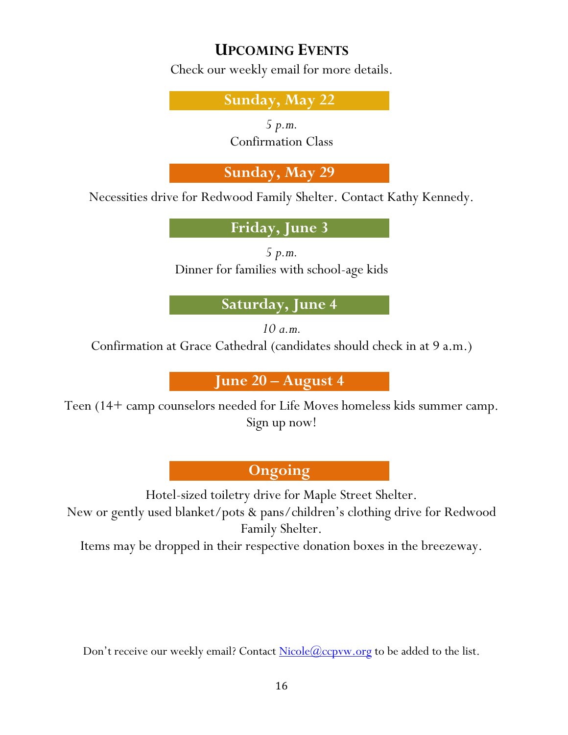# Upcoming Events

Check our weekly email for more details.

## Sunday, May 22

*5 p.m.*

Confirmation Class

## Sunday, May 29

Necessities drive for Redwood Family Shelter. Contact Kathy Kennedy.

## Friday, June 3

*5 p.m.*

Dinner for families with school-age kids

## Saturday, June 4

*10 a.m.*

Confirmation at Grace Cathedral (candidates should check in at 9 a.m.)

## June 20 – August 4

Teen (14+ camp counselors needed for Life Moves homeless kids summer camp. Sign up now!

## Ongoing

Hotel-sized toiletry drive for Maple Street Shelter.

New or gently used blanket/pots & pans/children's clothing drive for Redwood Family Shelter.

Items may be dropped in their respective donation boxes in the breezeway.

Don't receive our weekly email? Contact [Nicole@ccpvw.org](mailto:Nicole@ccpvw.org) to be added to the list.